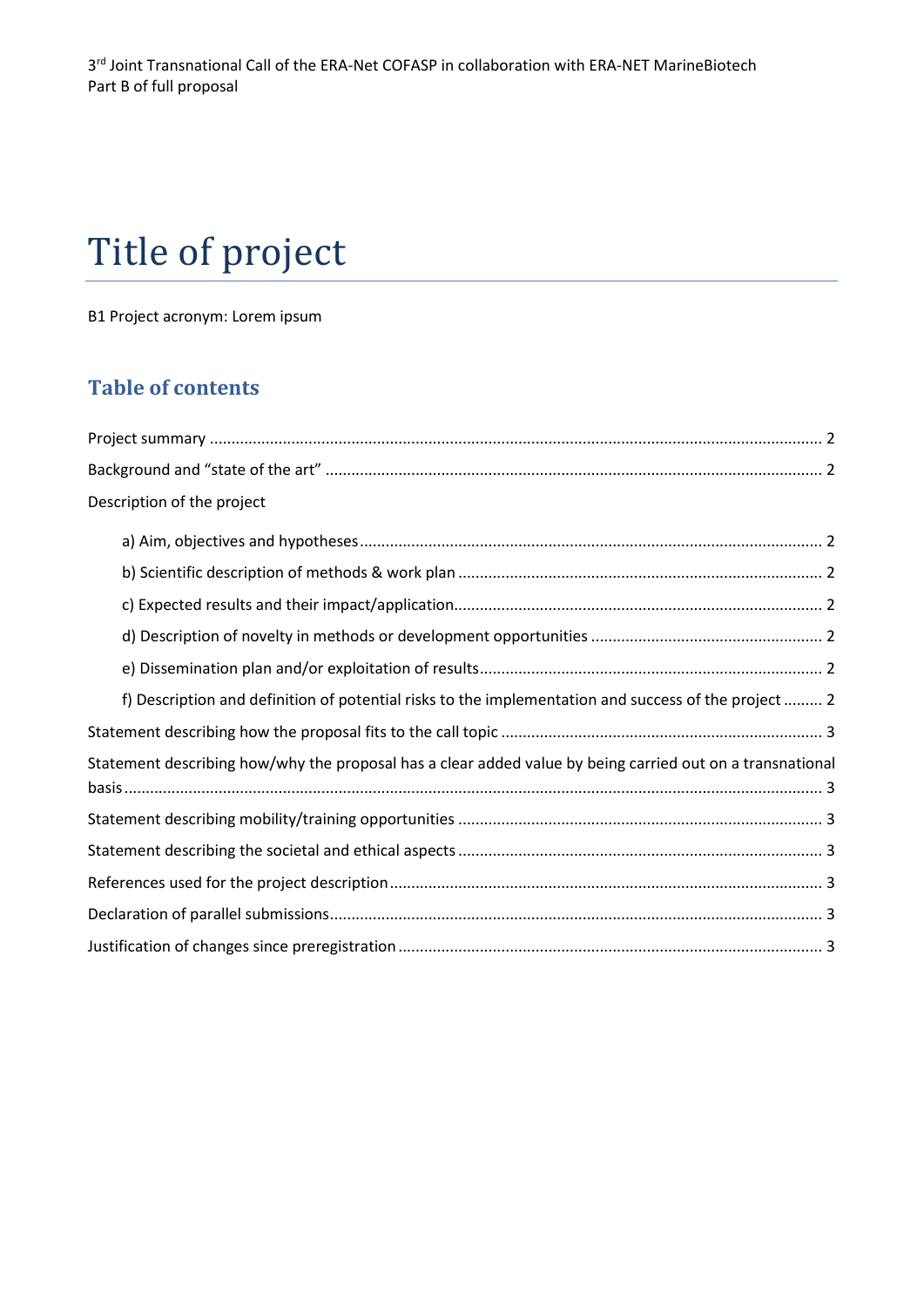3rd Joint Transnational Call of the ERA-Net COFASP in collaboration with ERA-NET MarineBiotech
Part B of full proposal

# Title of project

B1 Project acronym: Lorem ipsum

## Table of contents

Project summary ........................................................................................................................................ 2

Background and "state of the art" .............................................................................................................. 2

Description of the project

- a) Aim, objectives and hypotheses ........................................................................................................ 2
- b) Scientific description of methods & work plan .................................................................................. 2
- c) Expected results and their impact/application .................................................................................. 2
- d) Description of novelty in methods or development opportunities ..................................................... 2
- e) Dissemination plan and/or exploitation of results ............................................................................. 2
- f) Description and definition of potential risks to the implementation and success of the project ......... 2

Statement describing how the proposal fits to the call topic ........................................................................ 3

Statement describing how/why the proposal has a clear added value by being carried out on a transnational basis ........................................................................................................................................................ 3

Statement describing mobility/training opportunities .................................................................................. 3

Statement describing the societal and ethical aspects .................................................................................. 3

References used for the project description ................................................................................................. 3

Declaration of parallel submissions ............................................................................................................... 3

Justification of changes since preregistration ............................................................................................... 3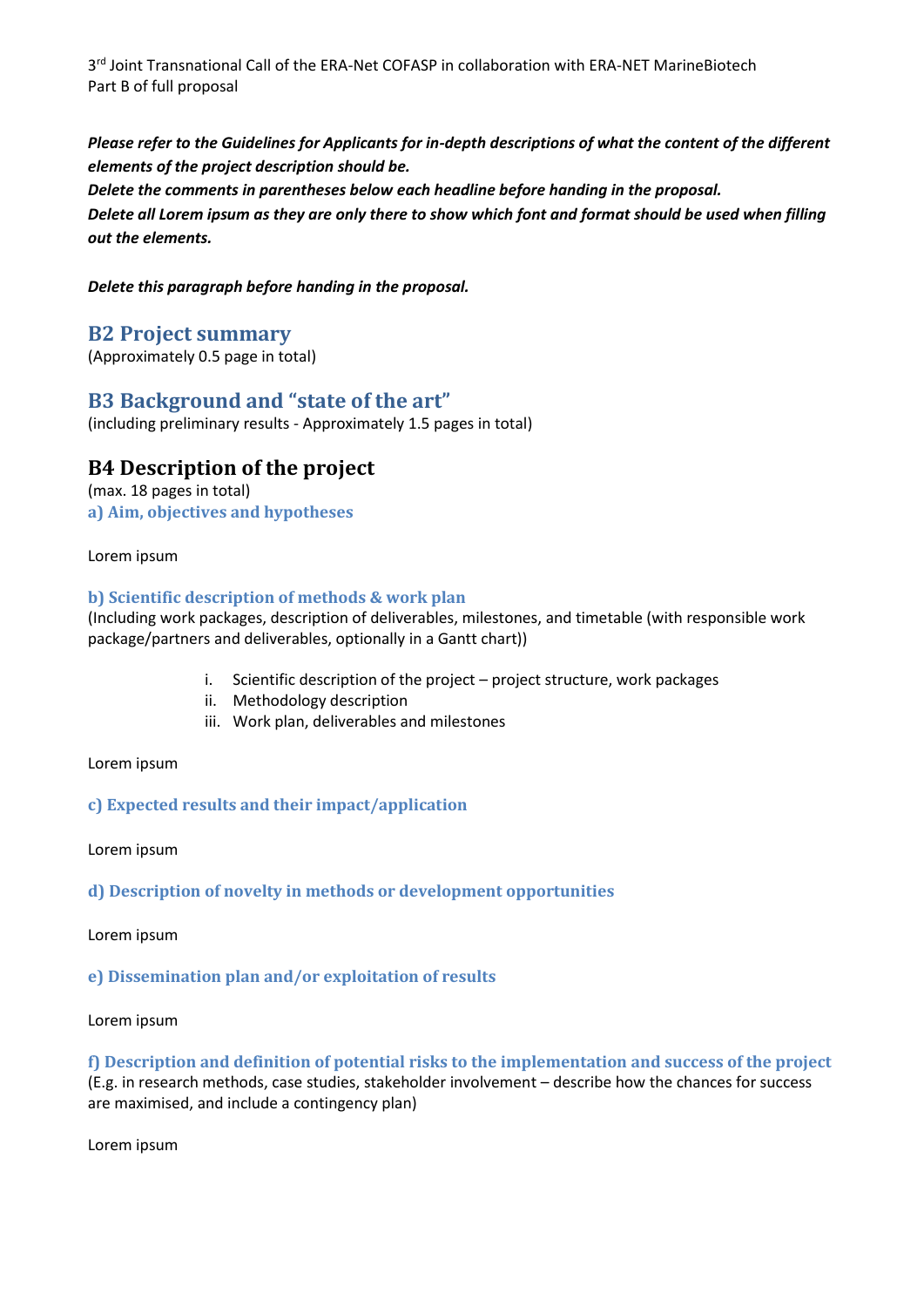3rd Joint Transnational Call of the ERA-Net COFASP in collaboration with ERA-NET MarineBiotech
Part B of full proposal

***Please refer to the Guidelines for Applicants for in-depth descriptions of what the content of the different elements of the project description should be.***
***Delete the comments in parentheses below each headline before handing in the proposal.***
***Delete all Lorem ipsum as they are only there to show which font and format should be used when filling out the elements.***

***Delete this paragraph before handing in the proposal.***

## B2 Project summary

(Approximately 0.5 page in total)

## B3 Background and "state of the art"

(including preliminary results - Approximately 1.5 pages in total)

## B4 Description of the project

(max. 18 pages in total)

### a) Aim, objectives and hypotheses

Lorem ipsum

### b) Scientific description of methods & work plan

(Including work packages, description of deliverables, milestones, and timetable (with responsible work package/partners and deliverables, optionally in a Gantt chart))

i. Scientific description of the project – project structure, work packages
ii. Methodology description
iii. Work plan, deliverables and milestones

Lorem ipsum

### c) Expected results and their impact/application

Lorem ipsum

### d) Description of novelty in methods or development opportunities

Lorem ipsum

### e) Dissemination plan and/or exploitation of results

Lorem ipsum

### f) Description and definition of potential risks to the implementation and success of the project

(E.g. in research methods, case studies, stakeholder involvement – describe how the chances for success are maximised, and include a contingency plan)

Lorem ipsum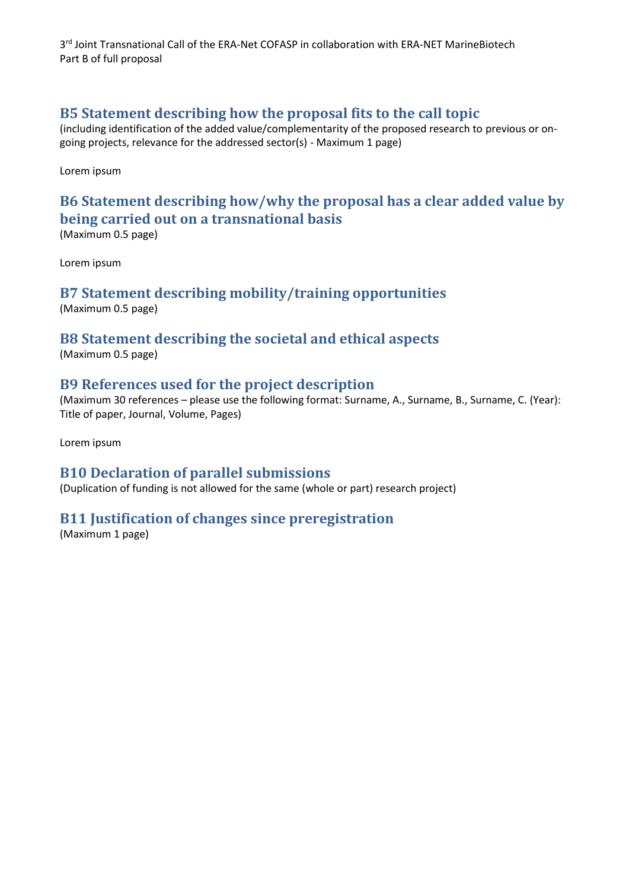## B5 Statement describing how the proposal fits to the call topic

(including identification of the added value/complementarity of the proposed research to previous or on-going projects, relevance for the addressed sector(s) - Maximum 1 page)

Lorem ipsum

## B6 Statement describing how/why the proposal has a clear added value by being carried out on a transnational basis

(Maximum 0.5 page)

Lorem ipsum

## B7 Statement describing mobility/training opportunities

(Maximum 0.5 page)

## B8 Statement describing the societal and ethical aspects

(Maximum 0.5 page)

## B9 References used for the project description

(Maximum 30 references – please use the following format: Surname, A., Surname, B., Surname, C. (Year): Title of paper, Journal, Volume, Pages)

Lorem ipsum

## B10 Declaration of parallel submissions

(Duplication of funding is not allowed for the same (whole or part) research project)

## B11 Justification of changes since preregistration

(Maximum 1 page)